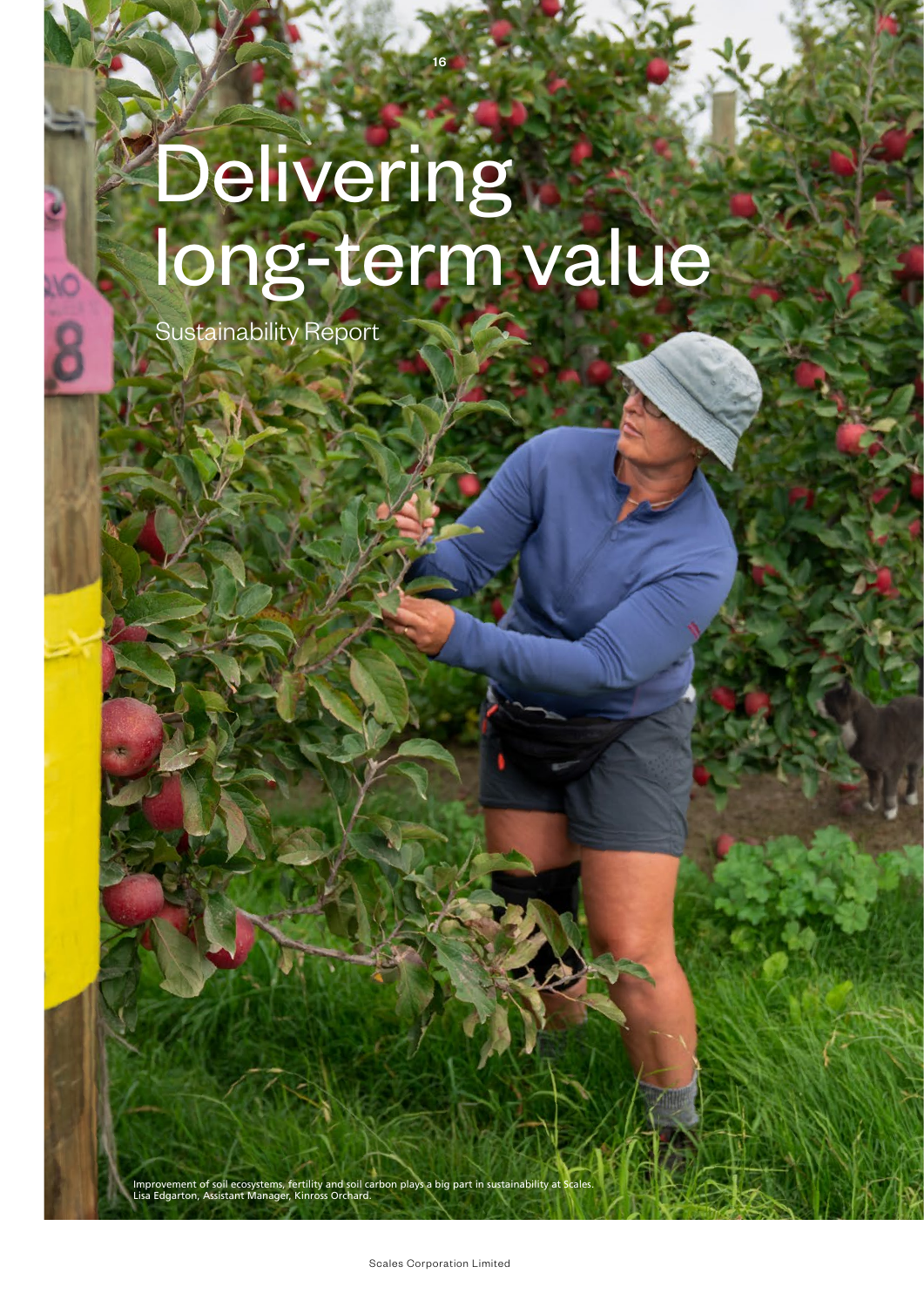# Delivering long-term value

Sustainability Report

Improvement of soil ecosystems, fertility and soil carbon plays a big part in sustainability at Scales. Lisa Edgarton, Assistant Manager, Kinross Orchard.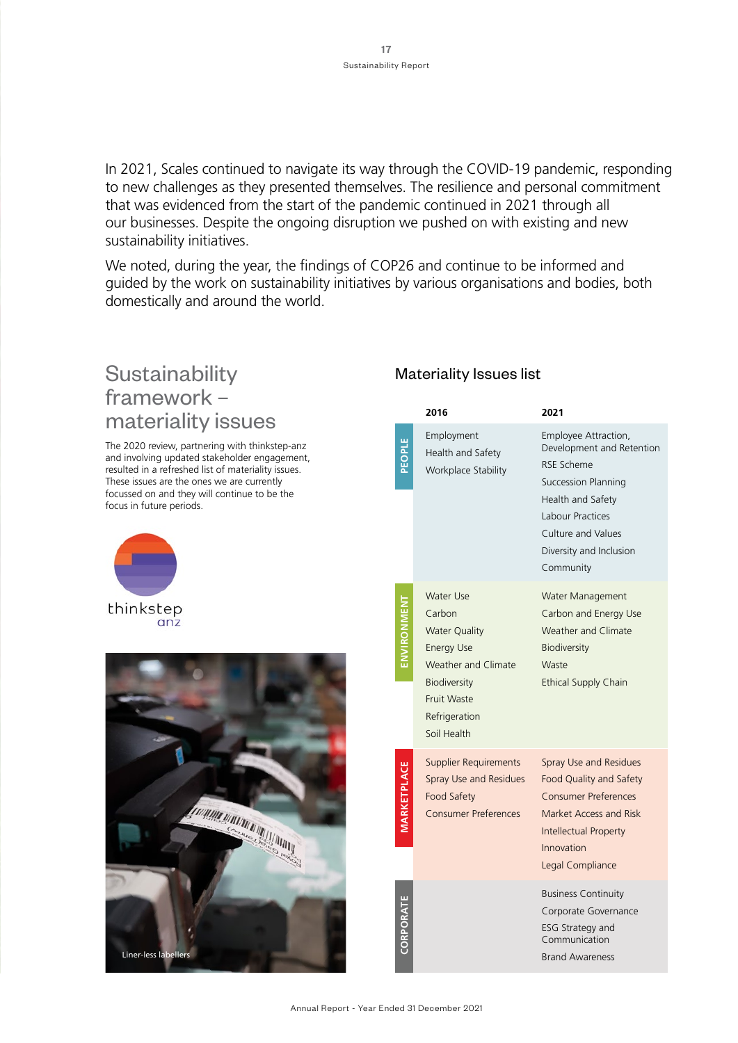In 2021, Scales continued to navigate its way through the COVID-19 pandemic, responding to new challenges as they presented themselves. The resilience and personal commitment that was evidenced from the start of the pandemic continued in 2021 through all our businesses. Despite the ongoing disruption we pushed on with existing and new sustainability initiatives.

We noted, during the year, the findings of COP26 and continue to be informed and guided by the work on sustainability initiatives by various organisations and bodies, both domestically and around the world.

## Sustainability framework – materiality issues

The 2020 review, partnering with thinkstep-anz and involving updated stakeholder engagement, resulted in a refreshed list of materiality issues. These issues are the ones we are currently focussed on and they will continue to be the focus in future periods.

thinkstep anz

Liner-less labellers

### Materiality Issues list

| | 2016 | 2021 |
|---|---|---|
| PEOPLE | Employment<br>Health and Safety<br>Workplace Stability | Employee Attraction, Development and Retention<br>RSE Scheme<br>Succession Planning<br>Health and Safety<br>Labour Practices<br>Culture and Values<br>Diversity and Inclusion<br>Community |
| ENVIRONMENT | Water Use<br>Carbon<br>Water Quality<br>Energy Use<br>Weather and Climate<br>Biodiversity<br>Fruit Waste<br>Refrigeration<br>Soil Health | Water Management<br>Carbon and Energy Use<br>Weather and Climate<br>Biodiversity<br>Waste<br>Ethical Supply Chain |
| MARKETPLACE | Supplier Requirements<br>Spray Use and Residues<br>Food Safety<br>Consumer Preferences | Spray Use and Residues<br>Food Quality and Safety<br>Consumer Preferences<br>Market Access and Risk<br>Intellectual Property<br>Innovation<br>Legal Compliance |
| CORPORATE | | Business Continuity<br>Corporate Governance<br>ESG Strategy and Communication<br>Brand Awareness |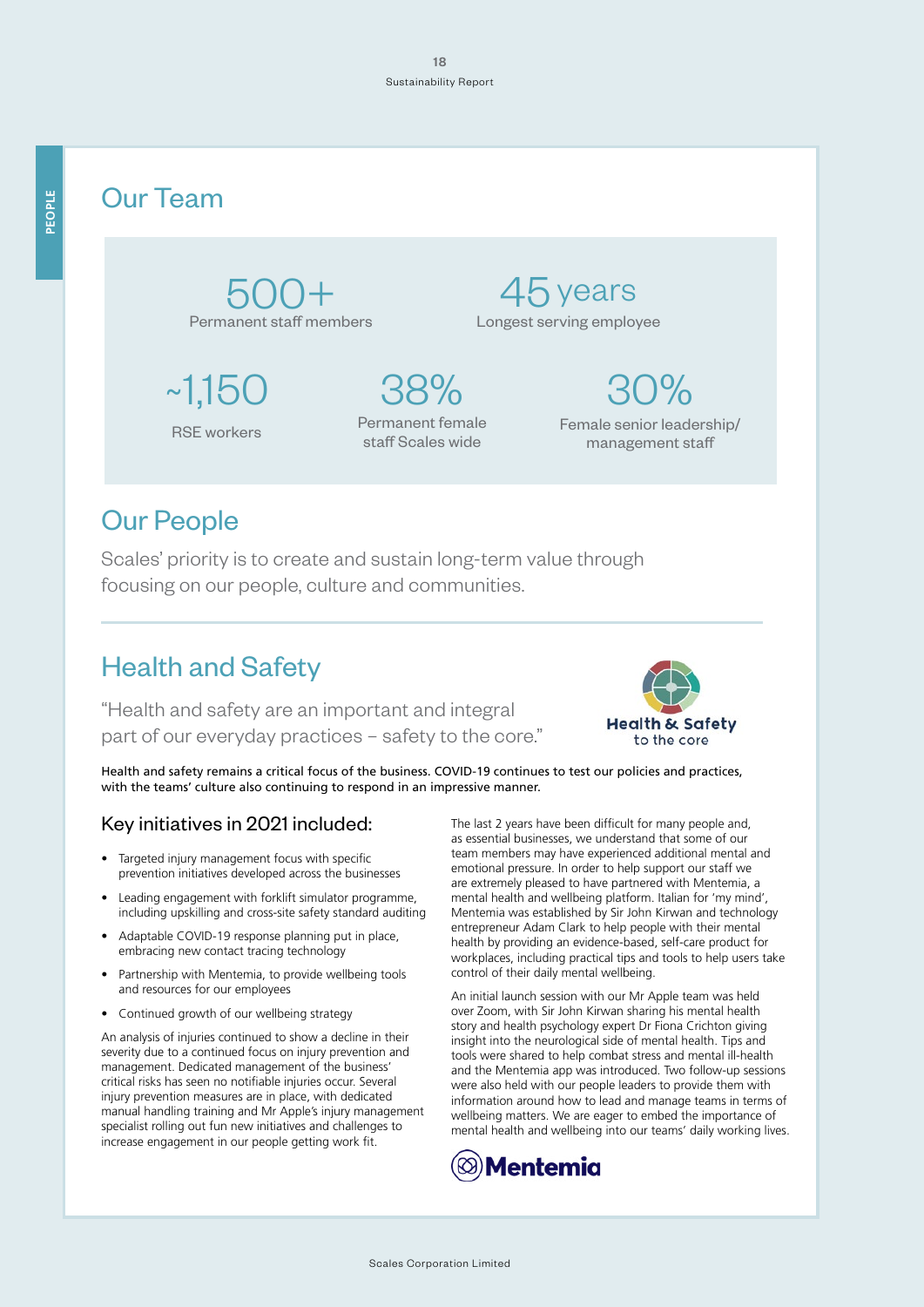PEOPLE

## Our Team

500+
Permanent staff members

45 years
Longest serving employee

~1,150
RSE workers

38%
Permanent female staff Scales wide

30%
Female senior leadership/ management staff

## Our People

Scales' priority is to create and sustain long-term value through focusing on our people, culture and communities.

## Health and Safety

"Health and safety are an important and integral part of our everyday practices – safety to the core."

**Health & Safety** to the core

Health and safety remains a critical focus of the business. COVID-19 continues to test our policies and practices, with the teams' culture also continuing to respond in an impressive manner.

### Key initiatives in 2021 included:

- Targeted injury management focus with specific prevention initiatives developed across the businesses
- Leading engagement with forklift simulator programme, including upskilling and cross-site safety standard auditing
- Adaptable COVID-19 response planning put in place, embracing new contact tracing technology
- Partnership with Mentemia, to provide wellbeing tools and resources for our employees
- Continued growth of our wellbeing strategy

An analysis of injuries continued to show a decline in their severity due to a continued focus on injury prevention and management. Dedicated management of the business' critical risks has seen no notifiable injuries occur. Several injury prevention measures are in place, with dedicated manual handling training and Mr Apple's injury management specialist rolling out fun new initiatives and challenges to increase engagement in our people getting work fit.

The last 2 years have been difficult for many people and, as essential businesses, we understand that some of our team members may have experienced additional mental and emotional pressure. In order to help support our staff we are extremely pleased to have partnered with Mentemia, a mental health and wellbeing platform. Italian for 'my mind', Mentemia was established by Sir John Kirwan and technology entrepreneur Adam Clark to help people with their mental health by providing an evidence-based, self-care product for workplaces, including practical tips and tools to help users take control of their daily mental wellbeing.

An initial launch session with our Mr Apple team was held over Zoom, with Sir John Kirwan sharing his mental health story and health psychology expert Dr Fiona Crichton giving insight into the neurological side of mental health. Tips and tools were shared to help combat stress and mental ill-health and the Mentemia app was introduced. Two follow-up sessions were also held with our people leaders to provide them with information around how to lead and manage teams in terms of wellbeing matters. We are eager to embed the importance of mental health and wellbeing into our teams' daily working lives.

Mentemia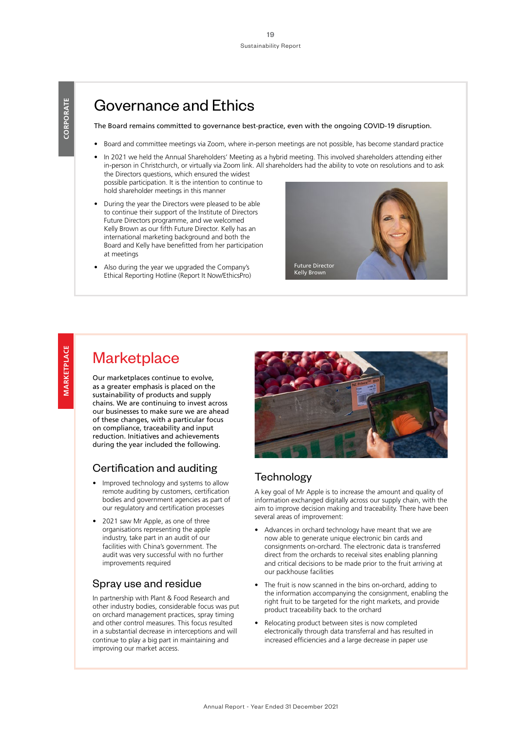CORPORATE

# Governance and Ethics

The Board remains committed to governance best-practice, even with the ongoing COVID-19 disruption.

- Board and committee meetings via Zoom, where in-person meetings are not possible, has become standard practice
- In 2021 we held the Annual Shareholders' Meeting as a hybrid meeting. This involved shareholders attending either in-person in Christchurch, or virtually via Zoom link. All shareholders had the ability to vote on resolutions and to ask the Directors questions, which ensured the widest possible participation. It is the intention to continue to hold shareholder meetings in this manner
- During the year the Directors were pleased to be able to continue their support of the Institute of Directors Future Directors programme, and we welcomed Kelly Brown as our fifth Future Director. Kelly has an international marketing background and both the Board and Kelly have benefitted from her participation at meetings
- Also during the year we upgraded the Company's Ethical Reporting Hotline (Report It Now/EthicsPro)

Future Director
Kelly Brown

MARKETPLACE

# Marketplace

Our marketplaces continue to evolve, as a greater emphasis is placed on the sustainability of products and supply chains. We are continuing to invest across our businesses to make sure we are ahead of these changes, with a particular focus on compliance, traceability and input reduction. Initiatives and achievements during the year included the following.

## Certification and auditing

- Improved technology and systems to allow remote auditing by customers, certification bodies and government agencies as part of our regulatory and certification processes
- 2021 saw Mr Apple, as one of three organisations representing the apple industry, take part in an audit of our facilities with China's government. The audit was very successful with no further improvements required

## Spray use and residue

In partnership with Plant & Food Research and other industry bodies, considerable focus was put on orchard management practices, spray timing and other control measures. This focus resulted in a substantial decrease in interceptions and will continue to play a big part in maintaining and improving our market access.

## Technology

A key goal of Mr Apple is to increase the amount and quality of information exchanged digitally across our supply chain, with the aim to improve decision making and traceability. There have been several areas of improvement:

- Advances in orchard technology have meant that we are now able to generate unique electronic bin cards and consignments on-orchard. The electronic data is transferred direct from the orchards to receival sites enabling planning and critical decisions to be made prior to the fruit arriving at our packhouse facilities
- The fruit is now scanned in the bins on-orchard, adding to the information accompanying the consignment, enabling the right fruit to be targeted for the right markets, and provide product traceability back to the orchard
- Relocating product between sites is now completed electronically through data transferral and has resulted in increased efficiencies and a large decrease in paper use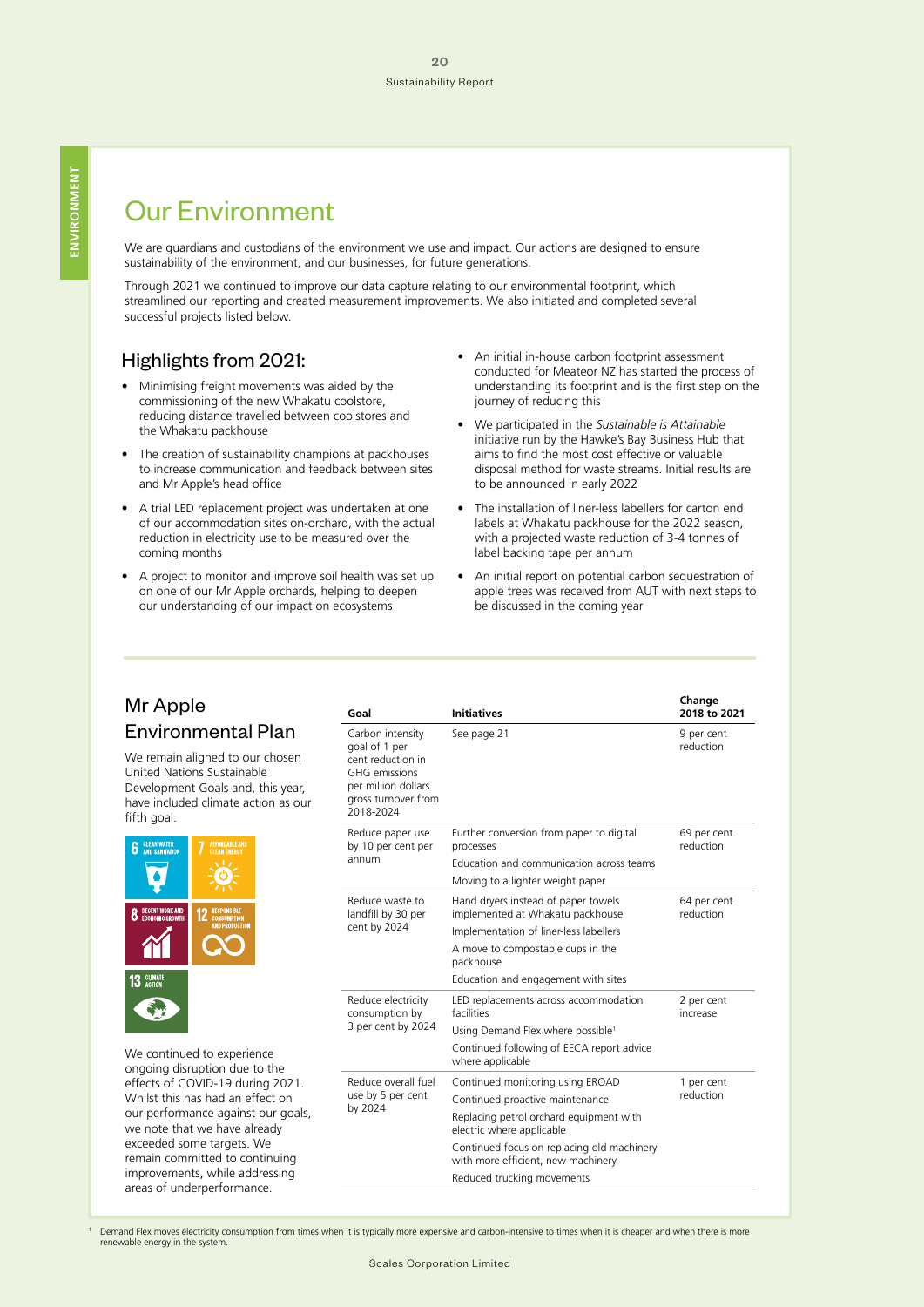# Our Environment

We are guardians and custodians of the environment we use and impact. Our actions are designed to ensure sustainability of the environment, and our businesses, for future generations.

Through 2021 we continued to improve our data capture relating to our environmental footprint, which streamlined our reporting and created measurement improvements. We also initiated and completed several successful projects listed below.

## Highlights from 2021:

- Minimising freight movements was aided by the commissioning of the new Whakatu coolstore, reducing distance travelled between coolstores and the Whakatu packhouse
- The creation of sustainability champions at packhouses to increase communication and feedback between sites and Mr Apple's head office
- A trial LED replacement project was undertaken at one of our accommodation sites on-orchard, with the actual reduction in electricity use to be measured over the coming months
- A project to monitor and improve soil health was set up on one of our Mr Apple orchards, helping to deepen our understanding of our impact on ecosystems
- An initial in-house carbon footprint assessment conducted for Meateor NZ has started the process of understanding its footprint and is the first step on the journey of reducing this
- We participated in the *Sustainable is Attainable* initiative run by the Hawke's Bay Business Hub that aims to find the most cost effective or valuable disposal method for waste streams. Initial results are to be announced in early 2022
- The installation of liner-less labellers for carton end labels at Whakatu packhouse for the 2022 season, with a projected waste reduction of 3-4 tonnes of label backing tape per annum
- An initial report on potential carbon sequestration of apple trees was received from AUT with next steps to be discussed in the coming year

## Mr Apple Environmental Plan

We remain aligned to our chosen United Nations Sustainable Development Goals and, this year, have included climate action as our fifth goal.

6 CLEAN WATER AND SANITATION
7 AFFORDABLE AND CLEAN ENERGY
8 DECENT WORK AND ECONOMIC GROWTH
12 RESPONSIBLE CONSUMPTION AND PRODUCTION
13 CLIMATE ACTION

We continued to experience ongoing disruption due to the effects of COVID-19 during 2021. Whilst this has had an effect on our performance against our goals, we note that we have already exceeded some targets. We remain committed to continuing improvements, while addressing areas of underperformance.

| Goal | Initiatives | Change 2018 to 2021 |
|---|---|---|
| Carbon intensity goal of 1 per cent reduction in GHG emissions per million dollars gross turnover from 2018-2024 | See page 21 | 9 per cent reduction |
| Reduce paper use by 10 per cent per annum | Further conversion from paper to digital processes<br>Education and communication across teams<br>Moving to a lighter weight paper | 69 per cent reduction |
| Reduce waste to landfill by 30 per cent by 2024 | Hand dryers instead of paper towels implemented at Whakatu packhouse<br>Implementation of liner-less labellers<br>A move to compostable cups in the packhouse<br>Education and engagement with sites | 64 per cent reduction |
| Reduce electricity consumption by 3 per cent by 2024 | LED replacements across accommodation facilities<br>Using Demand Flex where possible[1]<br>Continued following of EECA report advice where applicable | 2 per cent increase |
| Reduce overall fuel use by 5 per cent by 2024 | Continued monitoring using EROAD<br>Continued proactive maintenance<br>Replacing petrol orchard equipment with electric where applicable<br>Continued focus on replacing old machinery with more efficient, new machinery<br>Reduced trucking movements | 1 per cent reduction |

[1] Demand Flex moves electricity consumption from times when it is typically more expensive and carbon-intensive to times when it is cheaper and when there is more renewable energy in the system.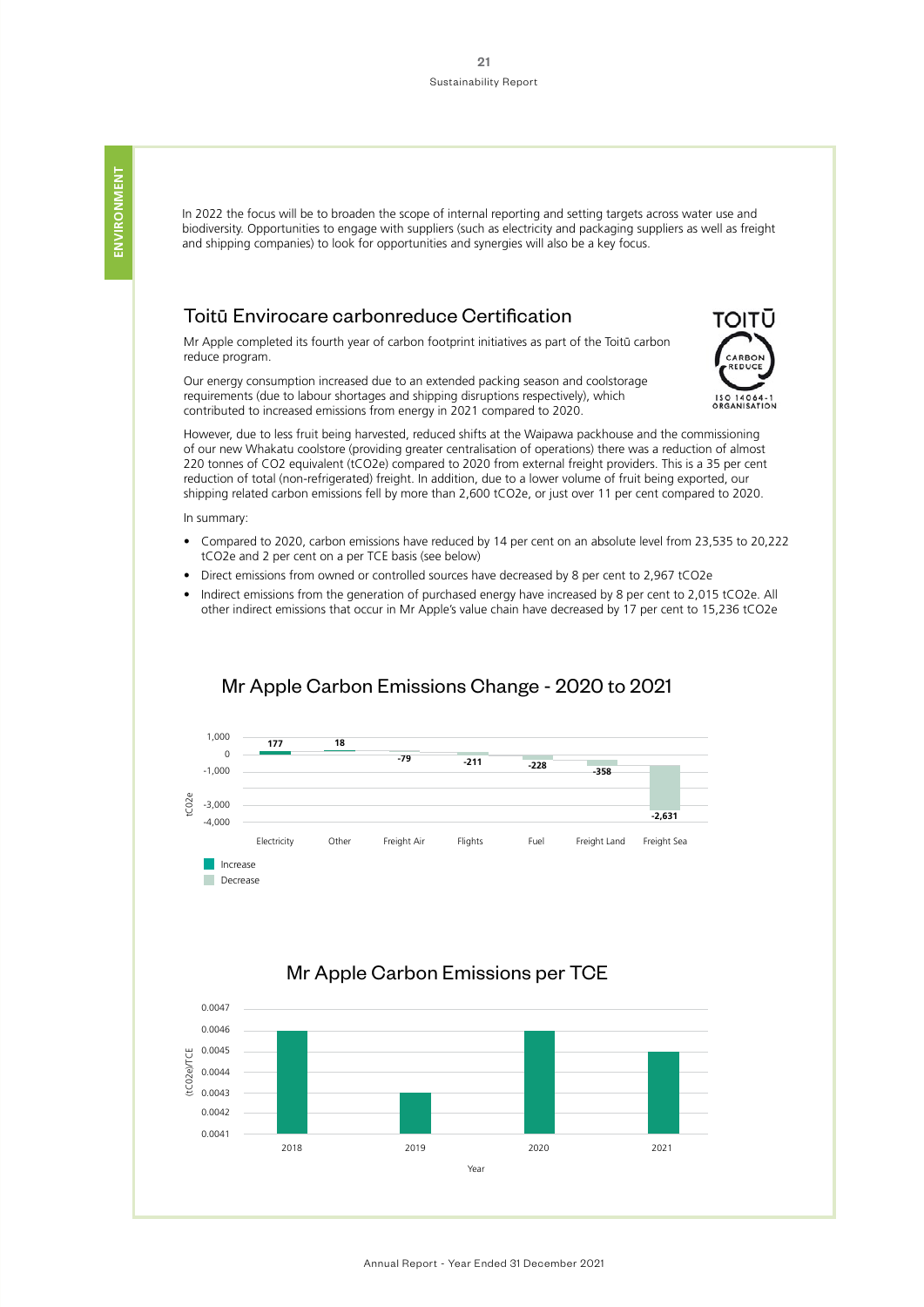In 2022 the focus will be to broaden the scope of internal reporting and setting targets across water use and biodiversity. Opportunities to engage with suppliers (such as electricity and packaging suppliers as well as freight and shipping companies) to look for opportunities and synergies will also be a key focus.

## Toitū Envirocare carbonreduce Certification

Mr Apple completed its fourth year of carbon footprint initiatives as part of the Toitū carbon reduce program.

Our energy consumption increased due to an extended packing season and coolstorage requirements (due to labour shortages and shipping disruptions respectively), which contributed to increased emissions from energy in 2021 compared to 2020.

However, due to less fruit being harvested, reduced shifts at the Waipawa packhouse and the commissioning of our new Whakatu coolstore (providing greater centralisation of operations) there was a reduction of almost 220 tonnes of CO2 equivalent (tCO2e) compared to 2020 from external freight providers. This is a 35 per cent reduction of total (non-refrigerated) freight. In addition, due to a lower volume of fruit being exported, our shipping related carbon emissions fell by more than 2,600 tCO2e, or just over 11 per cent compared to 2020.

In summary:

- Compared to 2020, carbon emissions have reduced by 14 per cent on an absolute level from 23,535 to 20,222 tCO2e and 2 per cent on a per TCE basis (see below)
- Direct emissions from owned or controlled sources have decreased by 8 per cent to 2,967 tCO2e
- Indirect emissions from the generation of purchased energy have increased by 8 per cent to 2,015 tCO2e. All other indirect emissions that occur in Mr Apple's value chain have decreased by 17 per cent to 15,236 tCO2e

### Mr Apple Carbon Emissions Change - 2020 to 2021

| Category | Change (tCO2e) |
|---|---|
| Electricity | 177 |
| Other | 18 |
| Freight Air | -79 |
| Flights | -211 |
| Fuel | -228 |
| Freight Land | -358 |
| Freight Sea | -2,631 |

### Mr Apple Carbon Emissions per TCE

| Year | (tCO2e)/TCE |
|---|---|
| 2018 | 0.0046 |
| 2019 | 0.0043 |
| 2020 | 0.0046 |
| 2021 | 0.0045 |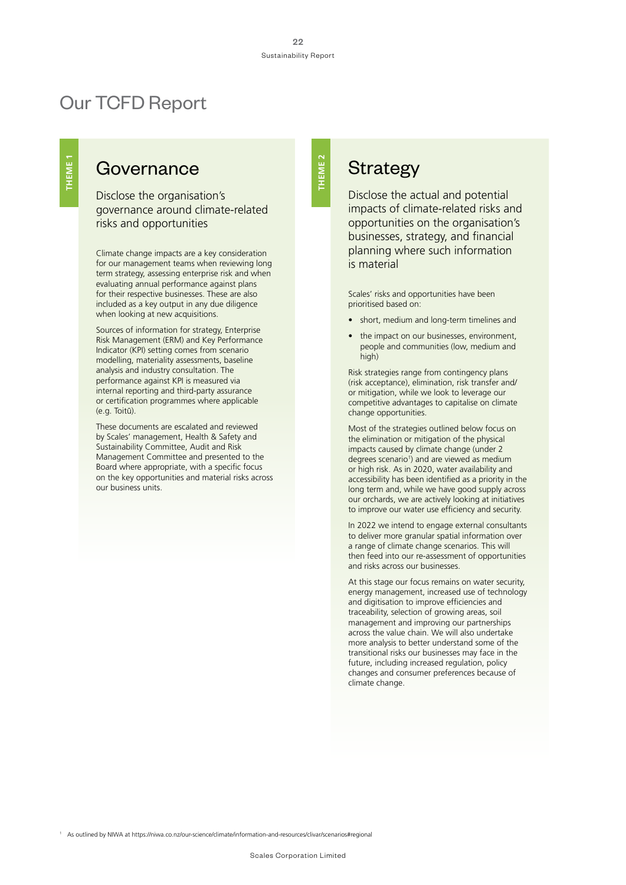# Our TCFD Report

THEME 1

## Governance

### Disclose the organisation's governance around climate-related risks and opportunities

Climate change impacts are a key consideration for our management teams when reviewing long term strategy, assessing enterprise risk and when evaluating annual performance against plans for their respective businesses. These are also included as a key output in any due diligence when looking at new acquisitions.

Sources of information for strategy, Enterprise Risk Management (ERM) and Key Performance Indicator (KPI) setting comes from scenario modelling, materiality assessments, baseline analysis and industry consultation. The performance against KPI is measured via internal reporting and third-party assurance or certification programmes where applicable (e.g. Toitū).

These documents are escalated and reviewed by Scales' management, Health & Safety and Sustainability Committee, Audit and Risk Management Committee and presented to the Board where appropriate, with a specific focus on the key opportunities and material risks across our business units.

THEME 2

## Strategy

### Disclose the actual and potential impacts of climate-related risks and opportunities on the organisation's businesses, strategy, and financial planning where such information is material

Scales' risks and opportunities have been prioritised based on:

- short, medium and long-term timelines and
- the impact on our businesses, environment, people and communities (low, medium and high)

Risk strategies range from contingency plans (risk acceptance), elimination, risk transfer and/or mitigation, while we look to leverage our competitive advantages to capitalise on climate change opportunities.

Most of the strategies outlined below focus on the elimination or mitigation of the physical impacts caused by climate change (under 2 degrees scenario[1]) and are viewed as medium or high risk. As in 2020, water availability and accessibility has been identified as a priority in the long term and, while we have good supply across our orchards, we are actively looking at initiatives to improve our water use efficiency and security.

In 2022 we intend to engage external consultants to deliver more granular spatial information over a range of climate change scenarios. This will then feed into our re-assessment of opportunities and risks across our businesses.

At this stage our focus remains on water security, energy management, increased use of technology and digitisation to improve efficiencies and traceability, selection of growing areas, soil management and improving our partnerships across the value chain. We will also undertake more analysis to better understand some of the transitional risks our businesses may face in the future, including increased regulation, policy changes and consumer preferences because of climate change.

[1] As outlined by NIWA at https://niwa.co.nz/our-science/climate/information-and-resources/clivar/scenarios#regional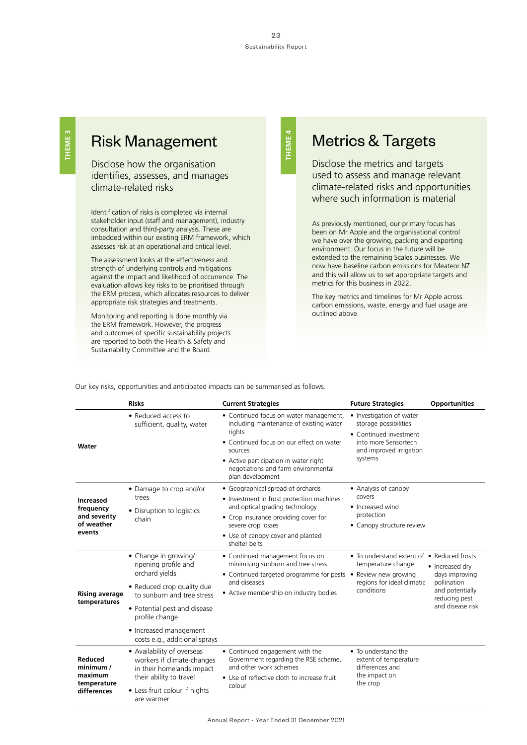THEME 3

## Risk Management

Disclose how the organisation identifies, assesses, and manages climate-related risks

Identification of risks is completed via internal stakeholder input (staff and management), industry consultation and third-party analysis. These are imbedded within our existing ERM framework, which assesses risk at an operational and critical level.

The assessment looks at the effectiveness and strength of underlying controls and mitigations against the impact and likelihood of occurrence. The evaluation allows key risks to be prioritised through the ERM process, which allocates resources to deliver appropriate risk strategies and treatments.

Monitoring and reporting is done monthly via the ERM framework. However, the progress and outcomes of specific sustainability projects are reported to both the Health & Safety and Sustainability Committee and the Board.

THEME 4

## Metrics & Targets

Disclose the metrics and targets used to assess and manage relevant climate-related risks and opportunities where such information is material

As previously mentioned, our primary focus has been on Mr Apple and the organisational control we have over the growing, packing and exporting environment. Our focus in the future will be extended to the remaining Scales businesses. We now have baseline carbon emissions for Meateor NZ and this will allow us to set appropriate targets and metrics for this business in 2022.

The key metrics and timelines for Mr Apple across carbon emissions, waste, energy and fuel usage are outlined above.

Our key risks, opportunities and anticipated impacts can be summarised as follows.

| | Risks | Current Strategies | Future Strategies | Opportunities |
|---|---|---|---|---|
| **Water** | • Reduced access to sufficient, quality, water | • Continued focus on water management, including maintenance of existing water rights<br>• Continued focus on our effect on water sources<br>• Active participation in water right negotiations and farm environmental plan development | • Investigation of water storage possibilities<br>• Continued investment into more Sensortech and improved irrigation systems | |
| **Increased frequency and severity of weather events** | • Damage to crop and/or trees<br>• Disruption to logistics chain | • Geographical spread of orchards<br>• Investment in frost protection machines and optical grading technology<br>• Crop insurance providing cover for severe crop losses<br>• Use of canopy cover and planted shelter belts | • Analysis of canopy covers<br>• Increased wind protection<br>• Canopy structure review | |
| **Rising average temperatures** | • Change in growing/ ripening profile and orchard yields<br>• Reduced crop quality due to sunburn and tree stress<br>• Potential pest and disease profile change<br>• Increased management costs e.g., additional sprays | • Continued management focus on minimising sunburn and tree stress<br>• Continued targeted programme for pests and diseases<br>• Active membership on industry bodies | • To understand extent of temperature change<br>• Review new growing regions for ideal climatic conditions | • Reduced frosts<br>• Increased dry days improving pollination and potentially reducing pest and disease risk |
| **Reduced minimum / maximum temperature differences** | • Availability of overseas workers if climate-changes in their homelands impact their ability to travel<br>• Less fruit colour if nights are warmer | • Continued engagement with the Government regarding the RSE scheme, and other work schemes<br>• Use of reflective cloth to increase fruit colour | • To understand the extent of temperature differences and the impact on the crop | |